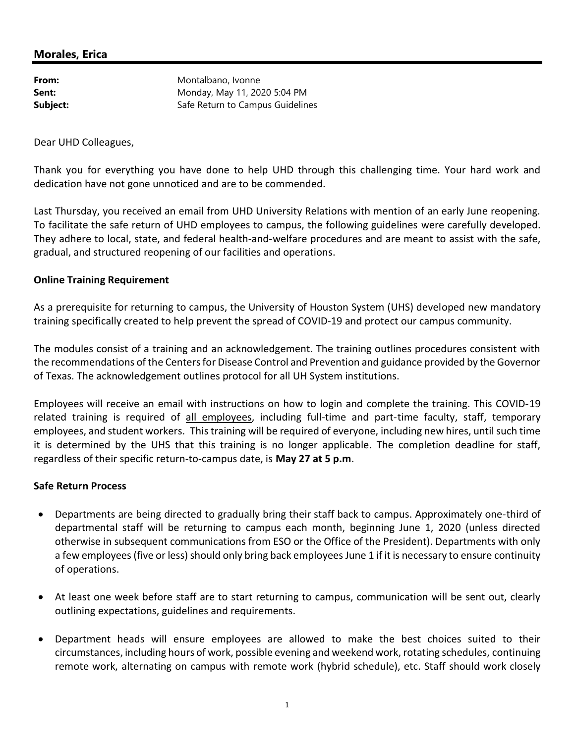## Morales, Erica

**From:** Montalbano, Ivonne
**Sent:** Monday, May 11, 2020 5:04 PM
**Subject:** Safe Return to Campus Guidelines

Dear UHD Colleagues,

Thank you for everything you have done to help UHD through this challenging time. Your hard work and dedication have not gone unnoticed and are to be commended.

Last Thursday, you received an email from UHD University Relations with mention of an early June reopening. To facilitate the safe return of UHD employees to campus, the following guidelines were carefully developed. They adhere to local, state, and federal health-and-welfare procedures and are meant to assist with the safe, gradual, and structured reopening of our facilities and operations.

**Online Training Requirement**

As a prerequisite for returning to campus, the University of Houston System (UHS) developed new mandatory training specifically created to help prevent the spread of COVID-19 and protect our campus community.

The modules consist of a training and an acknowledgement. The training outlines procedures consistent with the recommendations of the Centers for Disease Control and Prevention and guidance provided by the Governor of Texas. The acknowledgement outlines protocol for all UH System institutions.

Employees will receive an email with instructions on how to login and complete the training. This COVID-19 related training is required of <u>all employees</u>, including full-time and part-time faculty, staff, temporary employees, and student workers. This training will be required of everyone, including new hires, until such time it is determined by the UHS that this training is no longer applicable. The completion deadline for staff, regardless of their specific return-to-campus date, is **May 27 at 5 p.m**.

**Safe Return Process**

- Departments are being directed to gradually bring their staff back to campus. Approximately one-third of departmental staff will be returning to campus each month, beginning June 1, 2020 (unless directed otherwise in subsequent communications from ESO or the Office of the President). Departments with only a few employees (five or less) should only bring back employees June 1 if it is necessary to ensure continuity of operations.
- At least one week before staff are to start returning to campus, communication will be sent out, clearly outlining expectations, guidelines and requirements.
- Department heads will ensure employees are allowed to make the best choices suited to their circumstances, including hours of work, possible evening and weekend work, rotating schedules, continuing remote work, alternating on campus with remote work (hybrid schedule), etc. Staff should work closely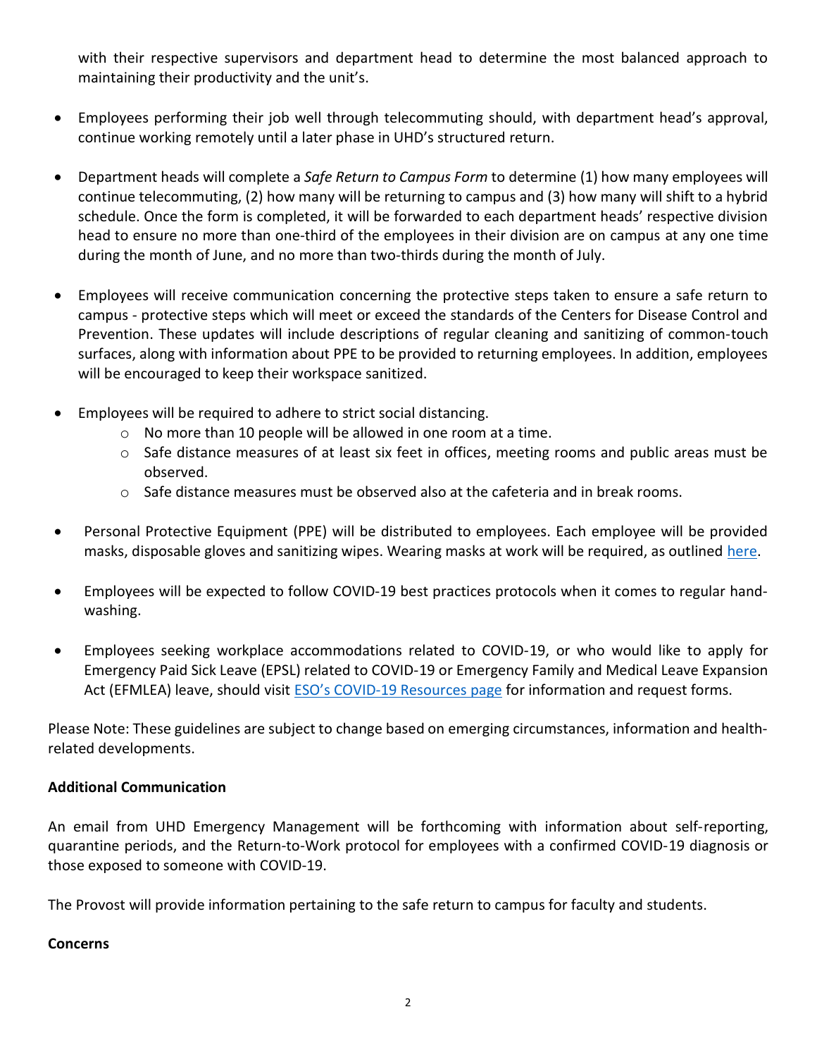with their respective supervisors and department head to determine the most balanced approach to maintaining their productivity and the unit's.

- Employees performing their job well through telecommuting should, with department head's approval, continue working remotely until a later phase in UHD's structured return.

- Department heads will complete a *Safe Return to Campus Form* to determine (1) how many employees will continue telecommuting, (2) how many will be returning to campus and (3) how many will shift to a hybrid schedule. Once the form is completed, it will be forwarded to each department heads' respective division head to ensure no more than one-third of the employees in their division are on campus at any one time during the month of June, and no more than two-thirds during the month of July.

- Employees will receive communication concerning the protective steps taken to ensure a safe return to campus - protective steps which will meet or exceed the standards of the Centers for Disease Control and Prevention. These updates will include descriptions of regular cleaning and sanitizing of common-touch surfaces, along with information about PPE to be provided to returning employees. In addition, employees will be encouraged to keep their workspace sanitized.

- Employees will be required to adhere to strict social distancing.
  - No more than 10 people will be allowed in one room at a time.
  - Safe distance measures of at least six feet in offices, meeting rooms and public areas must be observed.
  - Safe distance measures must be observed also at the cafeteria and in break rooms.

- Personal Protective Equipment (PPE) will be distributed to employees. Each employee will be provided masks, disposable gloves and sanitizing wipes. Wearing masks at work will be required, as outlined here.

- Employees will be expected to follow COVID-19 best practices protocols when it comes to regular hand-washing.

- Employees seeking workplace accommodations related to COVID-19, or who would like to apply for Emergency Paid Sick Leave (EPSL) related to COVID-19 or Emergency Family and Medical Leave Expansion Act (EFMLEA) leave, should visit ESO's COVID-19 Resources page for information and request forms.

Please Note: These guidelines are subject to change based on emerging circumstances, information and health-related developments.

**Additional Communication**

An email from UHD Emergency Management will be forthcoming with information about self-reporting, quarantine periods, and the Return-to-Work protocol for employees with a confirmed COVID-19 diagnosis or those exposed to someone with COVID-19.

The Provost will provide information pertaining to the safe return to campus for faculty and students.

**Concerns**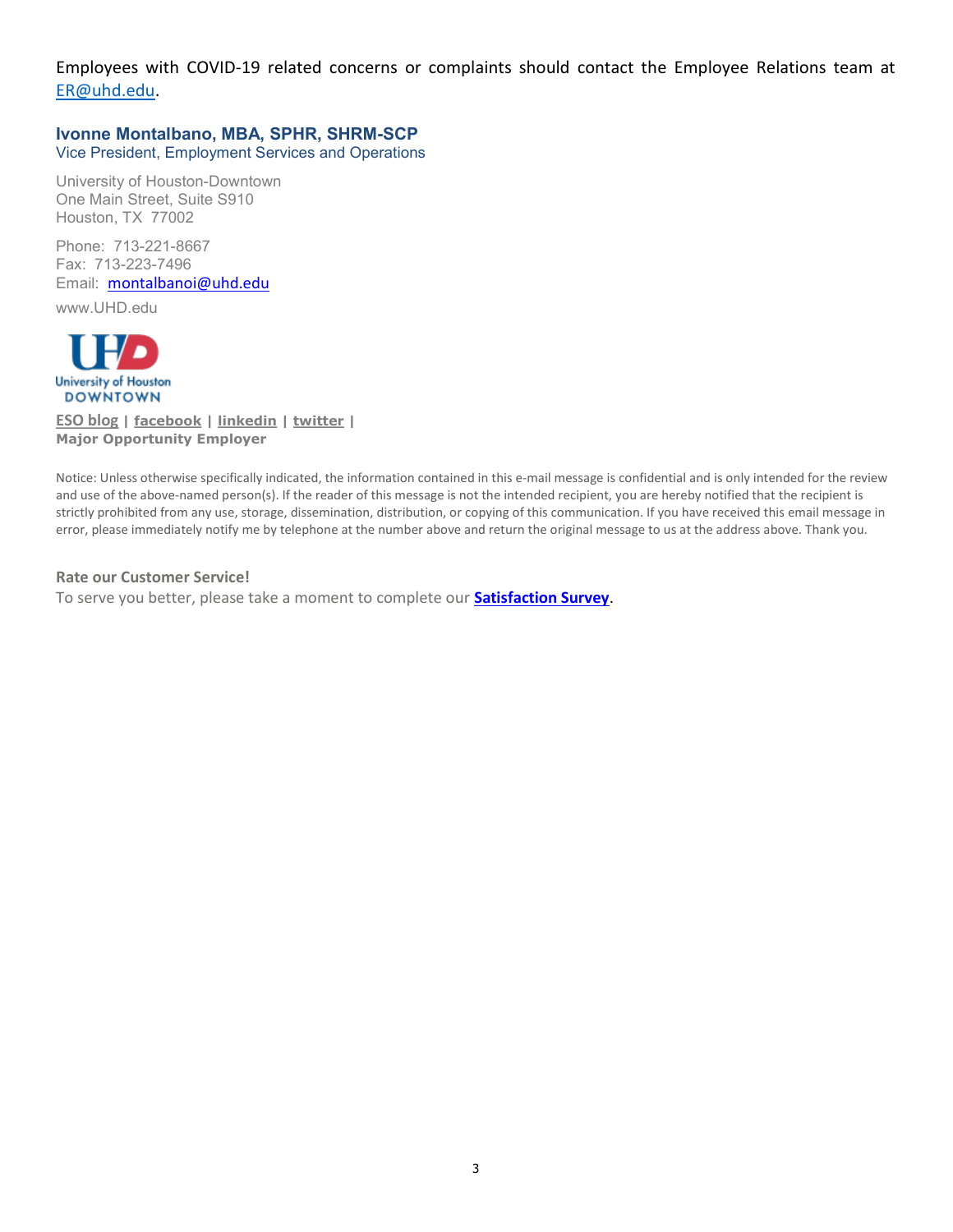Employees with COVID-19 related concerns or complaints should contact the Employee Relations team at ER@uhd.edu.

**Ivonne Montalbano, MBA, SPHR, SHRM-SCP**
Vice President, Employment Services and Operations

University of Houston-Downtown
One Main Street, Suite S910
Houston, TX 77002

Phone: 713-221-8667
Fax: 713-223-7496
Email: montalbanoi@uhd.edu

www.UHD.edu

University of Houston DOWNTOWN

**ESO blog | facebook | linkedin | twitter |**
**Major Opportunity Employer**

Notice: Unless otherwise specifically indicated, the information contained in this e-mail message is confidential and is only intended for the review and use of the above-named person(s). If the reader of this message is not the intended recipient, you are hereby notified that the recipient is strictly prohibited from any use, storage, dissemination, distribution, or copying of this communication. If you have received this email message in error, please immediately notify me by telephone at the number above and return the original message to us at the address above. Thank you.

**Rate our Customer Service!**
To serve you better, please take a moment to complete our **Satisfaction Survey**.